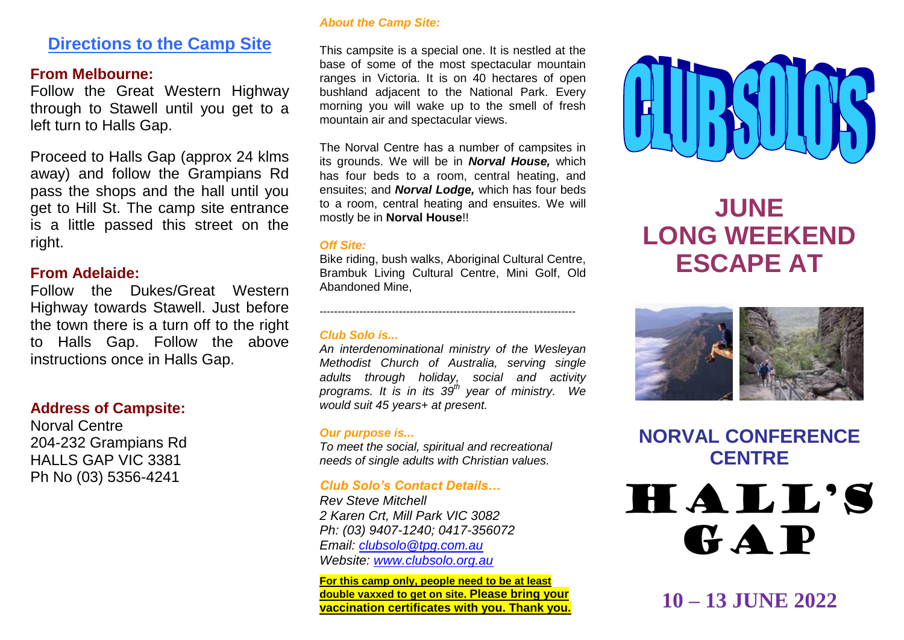## Directions to the Camp Site

### From Melbourne:

Follow the Great Western Highway through to Stawell until you get to a left turn to Halls Gap.

Proceed to Halls Gap (approx 24 klms away) and follow the Grampians Rd pass the shops and the hall until you get to Hill St. The camp site entrance is a little passed this street on the right.

### From Adelaide:

Follow the Dukes/Great Western Highway towards Stawell. Just before the town there is a turn off to the right to Halls Gap. Follow the above instructions once in Halls Gap.

### Address of Campsite:

Norval Centre
204-232 Grampians Rd
HALLS GAP VIC 3381
Ph No (03) 5356-4241

***About the Camp Site:***

This campsite is a special one. It is nestled at the base of some of the most spectacular mountain ranges in Victoria. It is on 40 hectares of open bushland adjacent to the National Park. Every morning you will wake up to the smell of fresh mountain air and spectacular views.

The Norval Centre has a number of campsites in its grounds. We will be in ***Norval House,*** which has four beds to a room, central heating, and ensuites; and ***Norval Lodge,*** which has four beds to a room, central heating and ensuites. We will mostly be in **Norval House**!!

***Off Site:***

Bike riding, bush walks, Aboriginal Cultural Centre, Brambuk Living Cultural Centre, Mini Golf, Old Abandoned Mine,

---

***Club Solo is...***

*An interdenominational ministry of the Wesleyan Methodist Church of Australia, serving single adults through holiday, social and activity programs. It is in its 39th year of ministry. We would suit 45 years+ at present.*

***Our purpose is...***

*To meet the social, spiritual and recreational needs of single adults with Christian values.*

***Club Solo's Contact Details…***

*Rev Steve Mitchell*
*2 Karen Crt, Mill Park VIC 3082*
*Ph: (03) 9407-1240; 0417-356072*
*Email: clubsolo@tpg.com.au*
*Website: www.clubsolo.org.au*

**For this camp only, people need to be at least double vaxxed to get on site. Please bring your vaccination certificates with you. Thank you.**

# CLUB SOLO'S

## JUNE LONG WEEKEND ESCAPE AT

## NORVAL CONFERENCE CENTRE

# HALL'S GAP

## 10 – 13 JUNE 2022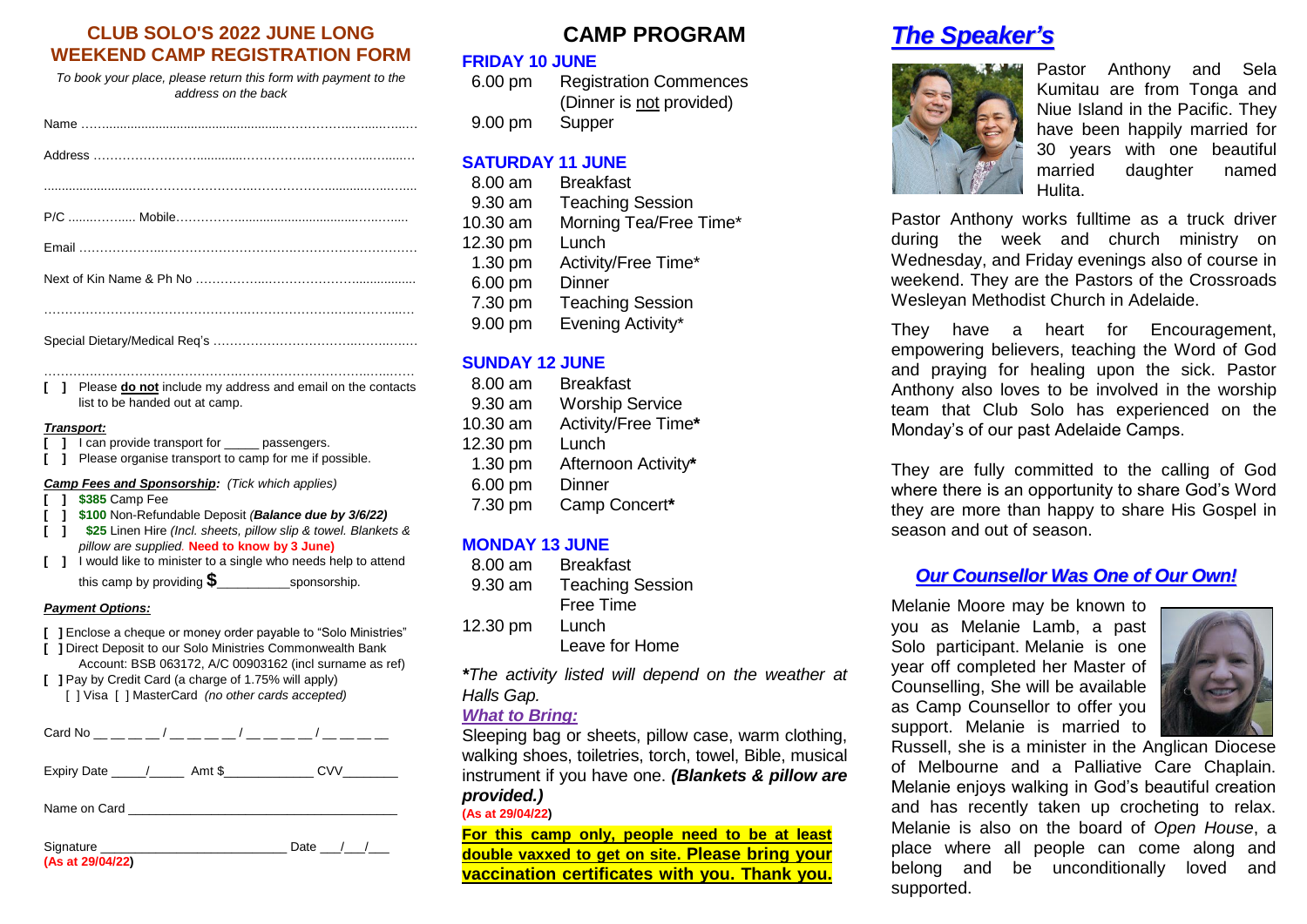## CLUB SOLO'S 2022 JUNE LONG WEEKEND CAMP REGISTRATION FORM

*To book your place, please return this form with payment to the address on the back*

Name ……………………………………………………………………………

Address ……………………………………………………………………

……………………………………………………………………………………

P/C ……………. Mobile…………………………………………………

Email ………………………………………………………………………

Next of Kin Name & Ph No …………………………………………

……………………………………………………………………………………

Special Dietary/Medical Req's ……………………………………

……………………………………………………………………………………

[ ] Please **do not** include my address and email on the contacts list to be handed out at camp.

***Transport:***

[ ] I can provide transport for _____ passengers.

[ ] Please organise transport to camp for me if possible.

***Camp Fees and Sponsorship:*** *(Tick which applies)*

[ ] **$385** Camp Fee

[ ] **$100** Non-Refundable Deposit *(**Balance due by 3/6/22**)*

[ ] **$25** Linen Hire *(Incl. sheets, pillow slip & towel. Blankets & pillow are supplied.* **Need to know by 3 June)**

[ ] I would like to minister to a single who needs help to attend this camp by providing **$**__________sponsorship.

***Payment Options:***

[ ] Enclose a cheque or money order payable to "Solo Ministries"

[ ] Direct Deposit to our Solo Ministries Commonwealth Bank Account: BSB 063172, A/C 00903162 (incl surname as ref)

[ ] Pay by Credit Card (a charge of 1.75% will apply)
[ ] Visa [ ] MasterCard *(no other cards accepted)*

Card No __ __ __ __ / __ __ __ __ / __ __ __ __ / __ __ __ __

Expiry Date _____/_____ Amt $____________ CVV________

Name on Card ______________________________________

Signature __________________________ Date ___/___/___

**(As at 29/04/22)**

## CAMP PROGRAM

### FRIDAY 10 JUNE

| | |
|---|---|
| 6.00 pm | Registration Commences (Dinner is not provided) |
| 9.00 pm | Supper |

### SATURDAY 11 JUNE

| | |
|---|---|
| 8.00 am | Breakfast |
| 9.30 am | Teaching Session |
| 10.30 am | Morning Tea/Free Time* |
| 12.30 pm | Lunch |
| 1.30 pm | Activity/Free Time* |
| 6.00 pm | Dinner |
| 7.30 pm | Teaching Session |
| 9.00 pm | Evening Activity* |

### SUNDAY 12 JUNE

| | |
|---|---|
| 8.00 am | Breakfast |
| 9.30 am | Worship Service |
| 10.30 am | Activity/Free Time* |
| 12.30 pm | Lunch |
| 1.30 pm | Afternoon Activity* |
| 6.00 pm | Dinner |
| 7.30 pm | Camp Concert* |

### MONDAY 13 JUNE

| | |
|---|---|
| 8.00 am | Breakfast |
| 9.30 am | Teaching Session<br>Free Time |
| 12.30 pm | Lunch<br>Leave for Home |

**The activity listed will depend on the weather at Halls Gap.*

***What to Bring:***

Sleeping bag or sheets, pillow case, warm clothing, walking shoes, toiletries, torch, towel, Bible, musical instrument if you have one. ***(Blankets & pillow are provided.)***

**(As at 29/04/22)**

**For this camp only, people need to be at least double vaxxed to get on site. Please bring your vaccination certificates with you. Thank you.**

## *The Speaker's*

Pastor Anthony and Sela Kumitau are from Tonga and Niue Island in the Pacific. They have been happily married for 30 years with one beautiful married daughter named Hulita.

Pastor Anthony works fulltime as a truck driver during the week and church ministry on Wednesday, and Friday evenings also of course in weekend. They are the Pastors of the Crossroads Wesleyan Methodist Church in Adelaide.

They have a heart for Encouragement, empowering believers, teaching the Word of God and praying for healing upon the sick. Pastor Anthony also loves to be involved in the worship team that Club Solo has experienced on the Monday's of our past Adelaide Camps.

They are fully committed to the calling of God where there is an opportunity to share God's Word they are more than happy to share His Gospel in season and out of season.

### *Our Counsellor Was One of Our Own!*

Melanie Moore may be known to you as Melanie Lamb, a past Solo participant. Melanie is one year off completed her Master of Counselling, She will be available as Camp Counsellor to offer you support. Melanie is married to Russell, she is a minister in the Anglican Diocese of Melbourne and a Palliative Care Chaplain. Melanie enjoys walking in God's beautiful creation and has recently taken up crocheting to relax. Melanie is also on the board of *Open House*, a place where all people can come along and belong and be unconditionally loved and supported.